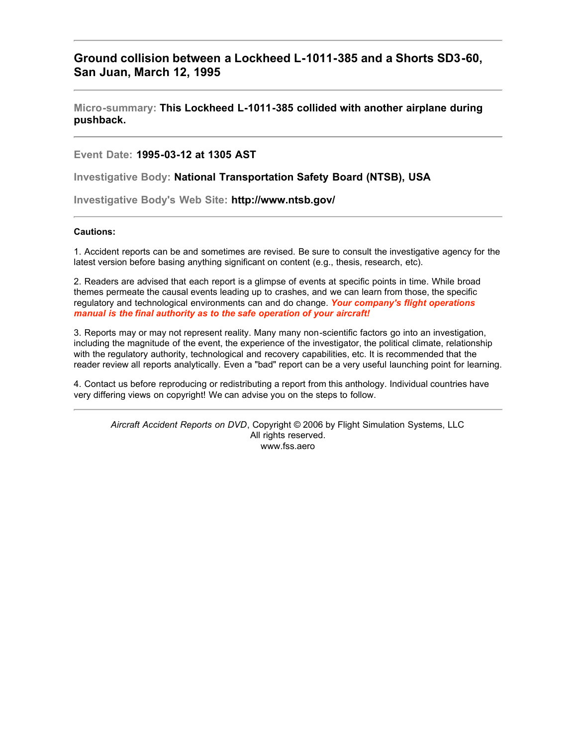## Ground collision between a Lockheed L-1011-385 and a Shorts SD3-60, San Juan, March 12, 1995

---

**Micro-summary: This Lockheed L-1011-385 collided with another airplane during pushback.**

---

**Event Date: 1995-03-12 at 1305 AST**

**Investigative Body: National Transportation Safety Board (NTSB), USA**

**Investigative Body's Web Site: http://www.ntsb.gov/**

---

**Cautions:**

1. Accident reports can be and sometimes are revised. Be sure to consult the investigative agency for the latest version before basing anything significant on content (e.g., thesis, research, etc).

2. Readers are advised that each report is a glimpse of events at specific points in time. While broad themes permeate the causal events leading up to crashes, and we can learn from those, the specific regulatory and technological environments can and do change. ***Your company's flight operations manual is the final authority as to the safe operation of your aircraft!***

3. Reports may or may not represent reality. Many many non-scientific factors go into an investigation, including the magnitude of the event, the experience of the investigator, the political climate, relationship with the regulatory authority, technological and recovery capabilities, etc. It is recommended that the reader review all reports analytically. Even a "bad" report can be a very useful launching point for learning.

4. Contact us before reproducing or redistributing a report from this anthology. Individual countries have very differing views on copyright! We can advise you on the steps to follow.

---

*Aircraft Accident Reports on DVD*, Copyright © 2006 by Flight Simulation Systems, LLC
All rights reserved.
www.fss.aero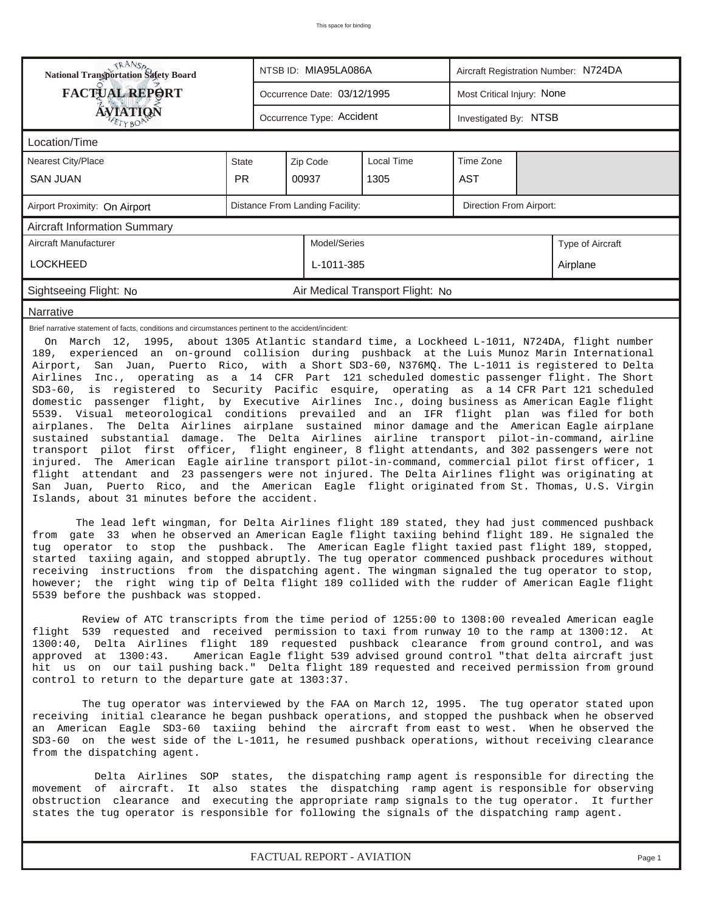This space for binding

| National Transportation Safety Board FACTUAL REPORT AVIATION | NTSB ID: MIA95LA086A | Aircraft Registration Number: N724DA |
|---|---|---|
| | Occurrence Date: 03/12/1995 | Most Critical Injury: None |
| | Occurrence Type: Accident | Investigated By: NTSB |

## Location/Time

| Nearest City/Place | State | Zip Code | Local Time | Time Zone |
|---|---|---|---|---|
| SAN JUAN | PR | 00937 | 1305 | AST |

| Airport Proximity: On Airport | Distance From Landing Facility: | Direction From Airport: |
|---|---|---|

## Aircraft Information Summary

| Aircraft Manufacturer | Model/Series | Type of Aircraft |
|---|---|---|
| LOCKHEED | L-1011-385 | Airplane |

Sightseeing Flight: No    Air Medical Transport Flight: No

## Narrative

Brief narrative statement of facts, conditions and circumstances pertinent to the accident/incident:

On March 12, 1995, about 1305 Atlantic standard time, a Lockheed L-1011, N724DA, flight number 189, experienced an on-ground collision during pushback at the Luis Munoz Marin International Airport, San Juan, Puerto Rico, with a Short SD3-60, N376MQ. The L-1011 is registered to Delta Airlines Inc., operating as a 14 CFR Part 121 scheduled domestic passenger flight. The Short SD3-60, is registered to Security Pacific esquire, operating as a 14 CFR Part 121 scheduled domestic passenger flight, by Executive Airlines Inc., doing business as American Eagle flight 5539. Visual meteorological conditions prevailed and an IFR flight plan was filed for both airplanes. The Delta Airlines airplane sustained minor damage and the American Eagle airplane sustained substantial damage. The Delta Airlines airline transport pilot-in-command, airline transport pilot first officer, flight engineer, 8 flight attendants, and 302 passengers were not injured. The American Eagle airline transport pilot-in-command, commercial pilot first officer, 1 flight attendant and 23 passengers were not injured. The Delta Airlines flight was originating at San Juan, Puerto Rico, and the American Eagle flight originated from St. Thomas, U.S. Virgin Islands, about 31 minutes before the accident.

The lead left wingman, for Delta Airlines flight 189 stated, they had just commenced pushback from gate 33 when he observed an American Eagle flight taxiing behind flight 189. He signaled the tug operator to stop the pushback. The American Eagle flight taxied past flight 189, stopped, started taxiing again, and stopped abruptly. The tug operator commenced pushback procedures without receiving instructions from the dispatching agent. The wingman signaled the tug operator to stop, however; the right wing tip of Delta flight 189 collided with the rudder of American Eagle flight 5539 before the pushback was stopped.

Review of ATC transcripts from the time period of 1255:00 to 1308:00 revealed American eagle flight 539 requested and received permission to taxi from runway 10 to the ramp at 1300:12. At 1300:40, Delta Airlines flight 189 requested pushback clearance from ground control, and was approved at 1300:43. American Eagle flight 539 advised ground control "that delta aircraft just hit us on our tail pushing back." Delta flight 189 requested and received permission from ground control to return to the departure gate at 1303:37.

The tug operator was interviewed by the FAA on March 12, 1995. The tug operator stated upon receiving initial clearance he began pushback operations, and stopped the pushback when he observed an American Eagle SD3-60 taxiing behind the aircraft from east to west. When he observed the SD3-60 on the west side of the L-1011, he resumed pushback operations, without receiving clearance from the dispatching agent.

Delta Airlines SOP states, the dispatching ramp agent is responsible for directing the movement of aircraft. It also states the dispatching ramp agent is responsible for observing obstruction clearance and executing the appropriate ramp signals to the tug operator. It further states the tug operator is responsible for following the signals of the dispatching ramp agent.

FACTUAL REPORT - AVIATION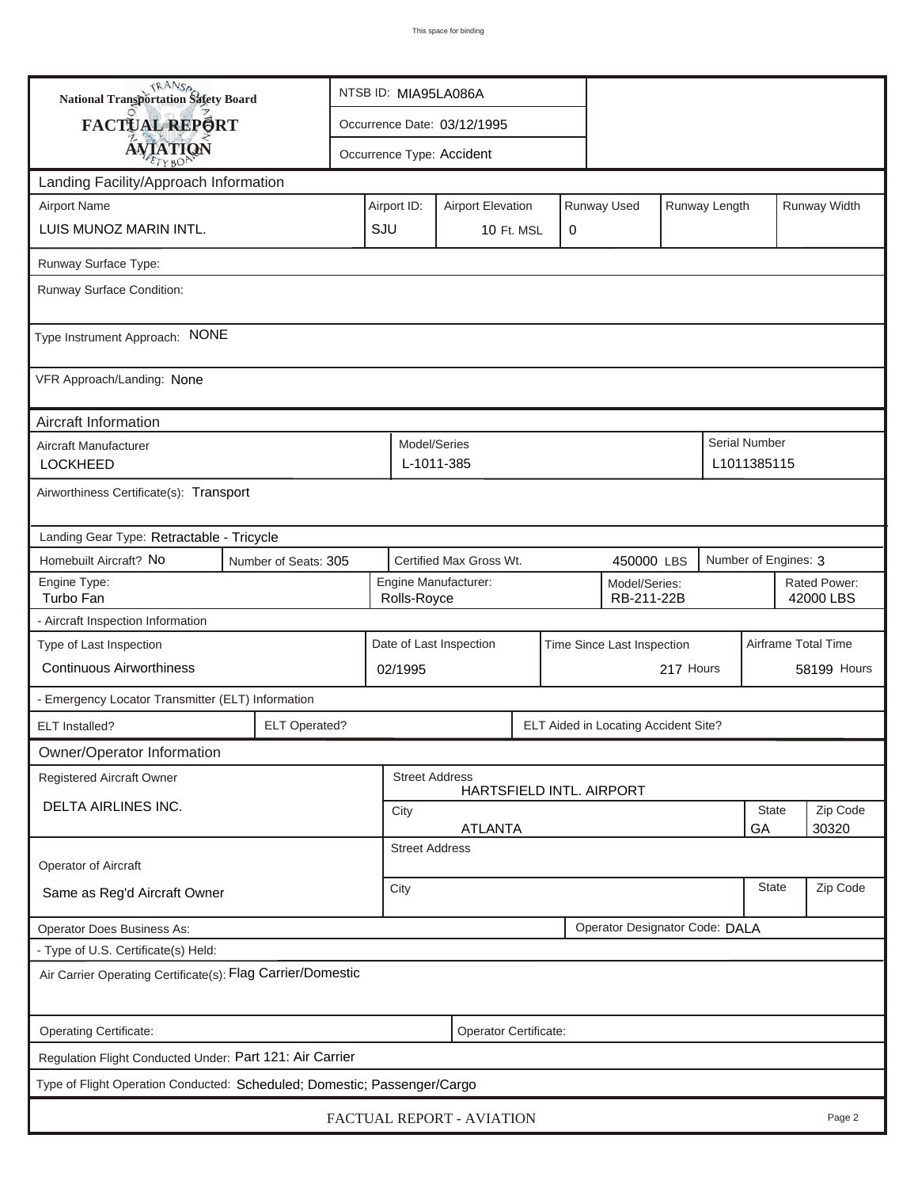This space for binding

| National Transportation Safety Board FACTUAL REPORT AVIATION | NTSB ID: MIA95LA086A |
|---|---|
| | Occurrence Date: 03/12/1995 |
| | Occurrence Type: Accident |

## Landing Facility/Approach Information

| Airport Name | Airport ID: | Airport Elevation | Runway Used | Runway Length | Runway Width |
|---|---|---|---|---|---|
| LUIS MUNOZ MARIN INTL. | SJU | 10 Ft. MSL | 0 | | |

Runway Surface Type:

Runway Surface Condition:

Type Instrument Approach: NONE

VFR Approach/Landing: None

## Aircraft Information

| Aircraft Manufacturer | Model/Series | Serial Number |
|---|---|---|
| LOCKHEED | L-1011-385 | L1011385115 |

Airworthiness Certificate(s): Transport

Landing Gear Type: Retractable - Tricycle

| Homebuilt Aircraft? | Number of Seats: | Certified Max Gross Wt. | Number of Engines: |
|---|---|---|---|
| No | 305 | 450000 LBS | 3 |

| Engine Type: | Engine Manufacturer: | Model/Series: | Rated Power: |
|---|---|---|---|
| Turbo Fan | Rolls-Royce | RB-211-22B | 42000 LBS |

- Aircraft Inspection Information

| Type of Last Inspection | Date of Last Inspection | Time Since Last Inspection | Airframe Total Time |
|---|---|---|---|
| Continuous Airworthiness | 02/1995 | 217 Hours | 58199 Hours |

- Emergency Locator Transmitter (ELT) Information

| ELT Installed? | ELT Operated? | ELT Aided in Locating Accident Site? |
|---|---|---|
| | | |

## Owner/Operator Information

| Registered Aircraft Owner | Street Address | | |
|---|---|---|---|
| DELTA AIRLINES INC. | HARTSFIELD INTL. AIRPORT | | |
| | City | State | Zip Code |
| | ATLANTA | GA | 30320 |

| Operator of Aircraft | Street Address | | |
|---|---|---|---|
| Same as Reg'd Aircraft Owner | City | State | Zip Code |

Operator Does Business As:

Operator Designator Code: DALA

- Type of U.S. Certificate(s) Held:

Air Carrier Operating Certificate(s): Flag Carrier/Domestic

Operating Certificate:

Operator Certificate:

Regulation Flight Conducted Under: Part 121: Air Carrier

Type of Flight Operation Conducted: Scheduled; Domestic; Passenger/Cargo

FACTUAL REPORT - AVIATION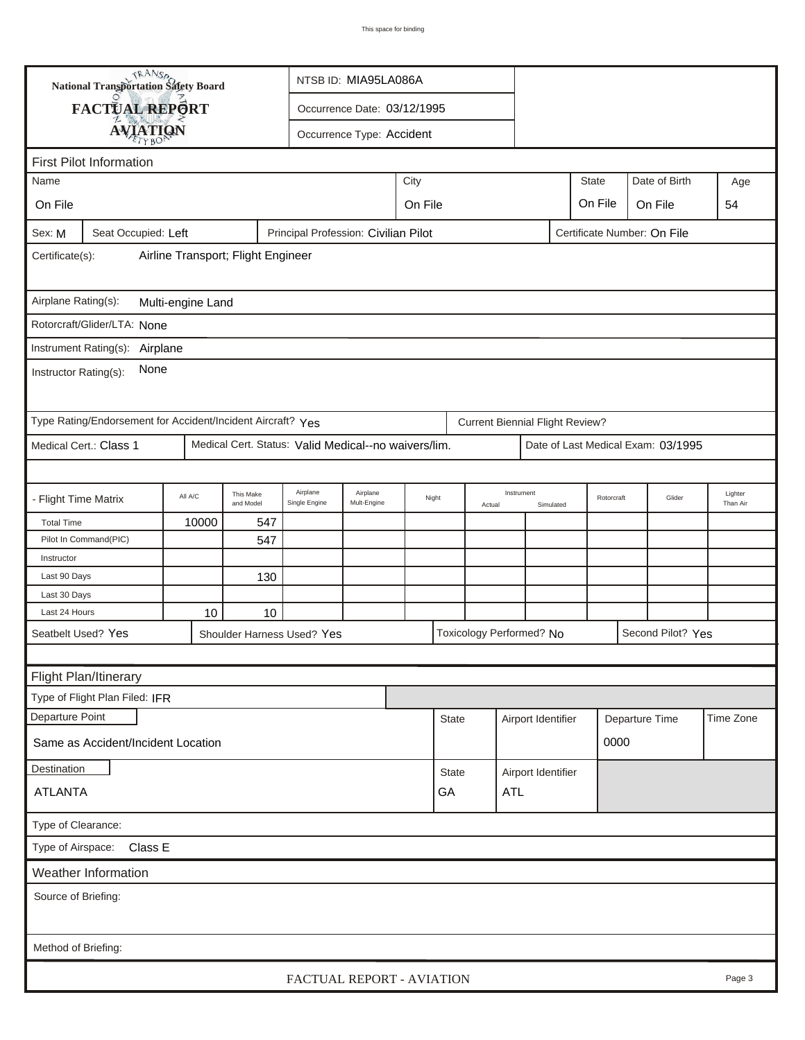This space for binding

National Transportation Safety Board

**FACTUAL REPORT**

**AVIATION**

NTSB ID: MIA95LA086A

Occurrence Date: 03/12/1995

Occurrence Type: Accident

## First Pilot Information

| Name | City | State | Date of Birth | Age |
|---|---|---|---|---|
| On File | On File | On File | On File | 54 |

Sex: M | Seat Occupied: Left | Principal Profession: Civilian Pilot | Certificate Number: On File

Certificate(s): Airline Transport; Flight Engineer

Airplane Rating(s): Multi-engine Land

Rotorcraft/Glider/LTA: None

Instrument Rating(s): Airplane

Instructor Rating(s): None

Type Rating/Endorsement for Accident/Incident Aircraft? Yes | Current Biennial Flight Review?

Medical Cert.: Class 1 | Medical Cert. Status: Valid Medical--no waivers/lim. | Date of Last Medical Exam: 03/1995

| - Flight Time Matrix | All A/C | This Make and Model | Airplane Single Engine | Airplane Mult-Engine | Night | Instrument Actual | Instrument Simulated | Rotorcraft | Glider | Lighter Than Air |
|---|---|---|---|---|---|---|---|---|---|---|
| Total Time | 10000 | 547 | | | | | | | | |
| Pilot In Command(PIC) | | 547 | | | | | | | | |
| Instructor | | | | | | | | | | |
| Last 90 Days | | 130 | | | | | | | | |
| Last 30 Days | | | | | | | | | | |
| Last 24 Hours | 10 | 10 | | | | | | | | |

Seatbelt Used? Yes | Shoulder Harness Used? Yes | Toxicology Performed? No | Second Pilot? Yes

## Flight Plan/Itinerary

Type of Flight Plan Filed: IFR

| Departure Point | State | Airport Identifier | Departure Time | Time Zone |
|---|---|---|---|---|
| Same as Accident/Incident Location | | | 0000 | |

| Destination | State | Airport Identifier |
|---|---|---|
| ATLANTA | GA | ATL |

Type of Clearance:

Type of Airspace: Class E

## Weather Information

Source of Briefing:

Method of Briefing:

FACTUAL REPORT - AVIATION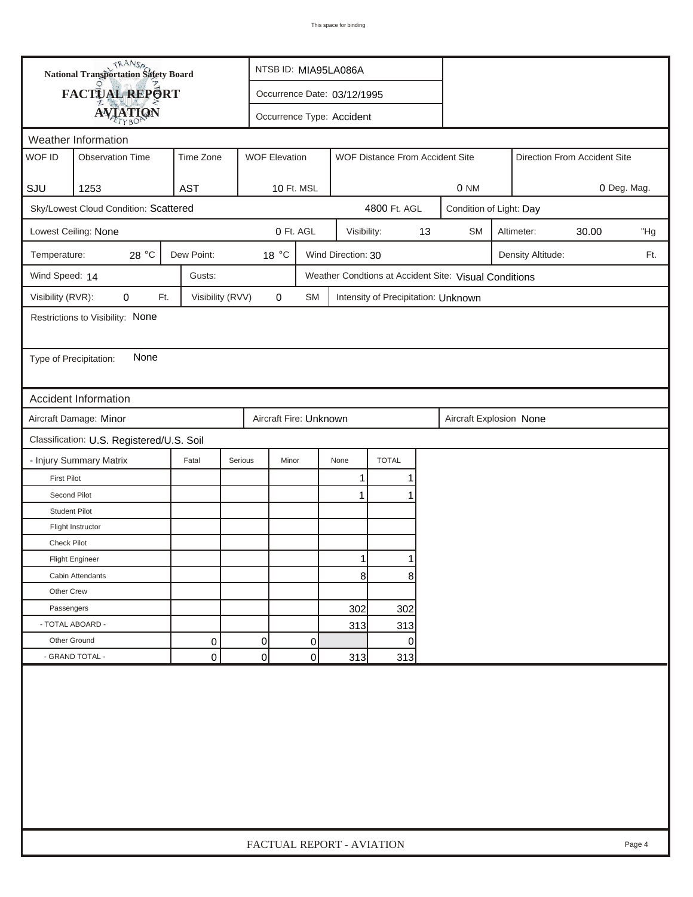This space for binding

# National Transportation Safety Board
## FACTUAL REPORT
## AVIATION

NTSB ID: MIA95LA086A

Occurrence Date: 03/12/1995

Occurrence Type: Accident

## Weather Information

| WOF ID | Observation Time | Time Zone | WOF Elevation | WOF Distance From Accident Site | Direction From Accident Site |
|---|---|---|---|---|---|
| SJU | 1253 | AST | 10 Ft. MSL | 0 NM | 0 Deg. Mag. |

Sky/Lowest Cloud Condition: Scattered 4800 Ft. AGL

Condition of Light: Day

Lowest Ceiling: None 0 Ft. AGL

Visibility: 13 SM

Altimeter: 30.00 "Hg

Temperature: 28 °C

Dew Point: 18 °C

Wind Direction: 30

Density Altitude: Ft.

Wind Speed: 14

Gusts:

Weather Condtions at Accident Site: Visual Conditions

Visibility (RVR): 0 Ft.

Visibility (RVV) 0 SM

Intensity of Precipitation: Unknown

Restrictions to Visibility: None

Type of Precipitation: None

## Accident Information

Aircraft Damage: Minor

Aircraft Fire: Unknown

Aircraft Explosion None

Classification: U.S. Registered/U.S. Soil

| - Injury Summary Matrix | Fatal | Serious | Minor | None | TOTAL |
|---|---|---|---|---|---|
| First Pilot | | | | 1 | 1 |
| Second Pilot | | | | 1 | 1 |
| Student Pilot | | | | | |
| Flight Instructor | | | | | |
| Check Pilot | | | | | |
| Flight Engineer | | | | 1 | 1 |
| Cabin Attendants | | | | 8 | 8 |
| Other Crew | | | | | |
| Passengers | | | | 302 | 302 |
| - TOTAL ABOARD - | | | | 313 | 313 |
| Other Ground | 0 | 0 | 0 | | 0 |
| - GRAND TOTAL - | 0 | 0 | 0 | 313 | 313 |

FACTUAL REPORT - AVIATION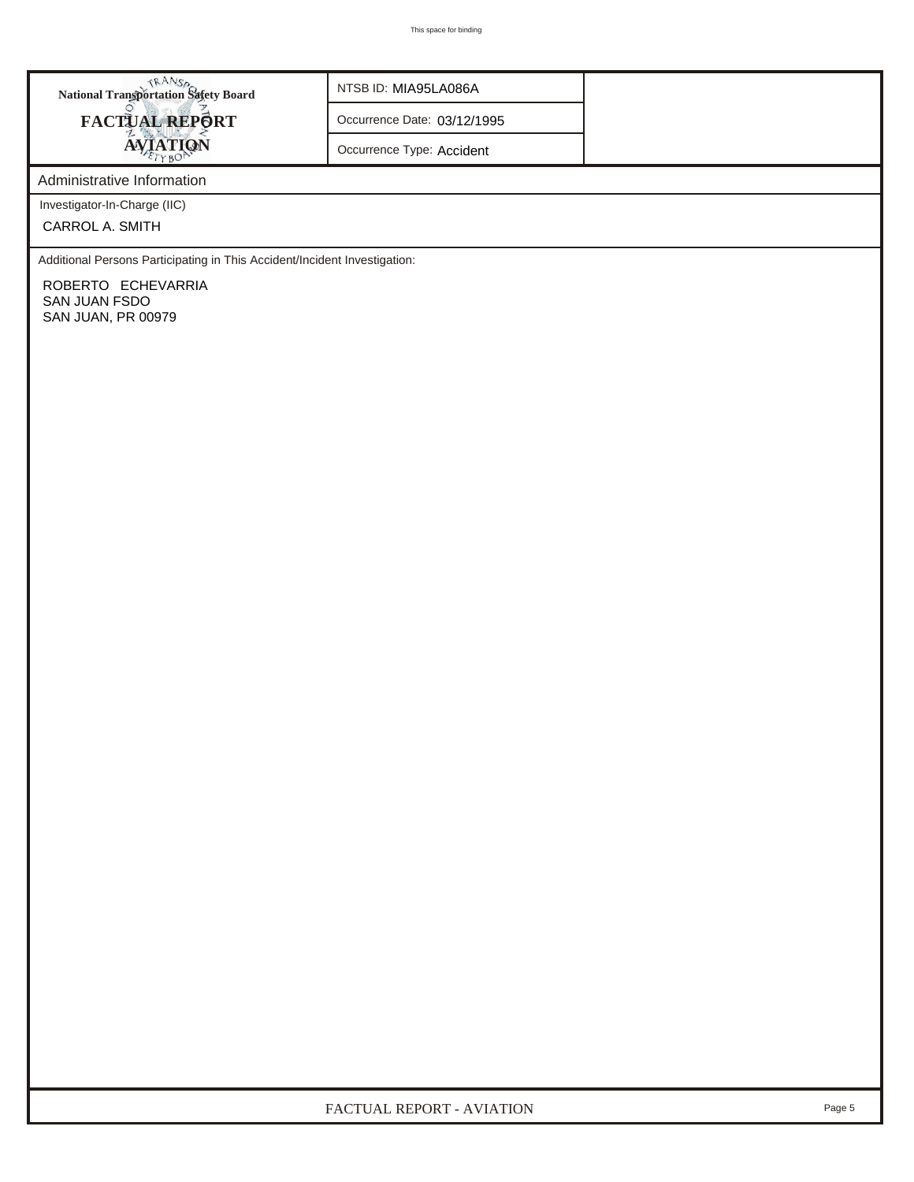**National Transportation Safety Board**

**FACTUAL REPORT**

**AVIATION**

| | |
|---|---|
| NTSB ID: MIA95LA086A | |
| Occurrence Date: 03/12/1995 | |
| Occurrence Type: Accident | |

## Administrative Information

Investigator-In-Charge (IIC)

CARROL A. SMITH

Additional Persons Participating in This Accident/Incident Investigation:

ROBERTO ECHEVARRIA
SAN JUAN FSDO
SAN JUAN, PR 00979